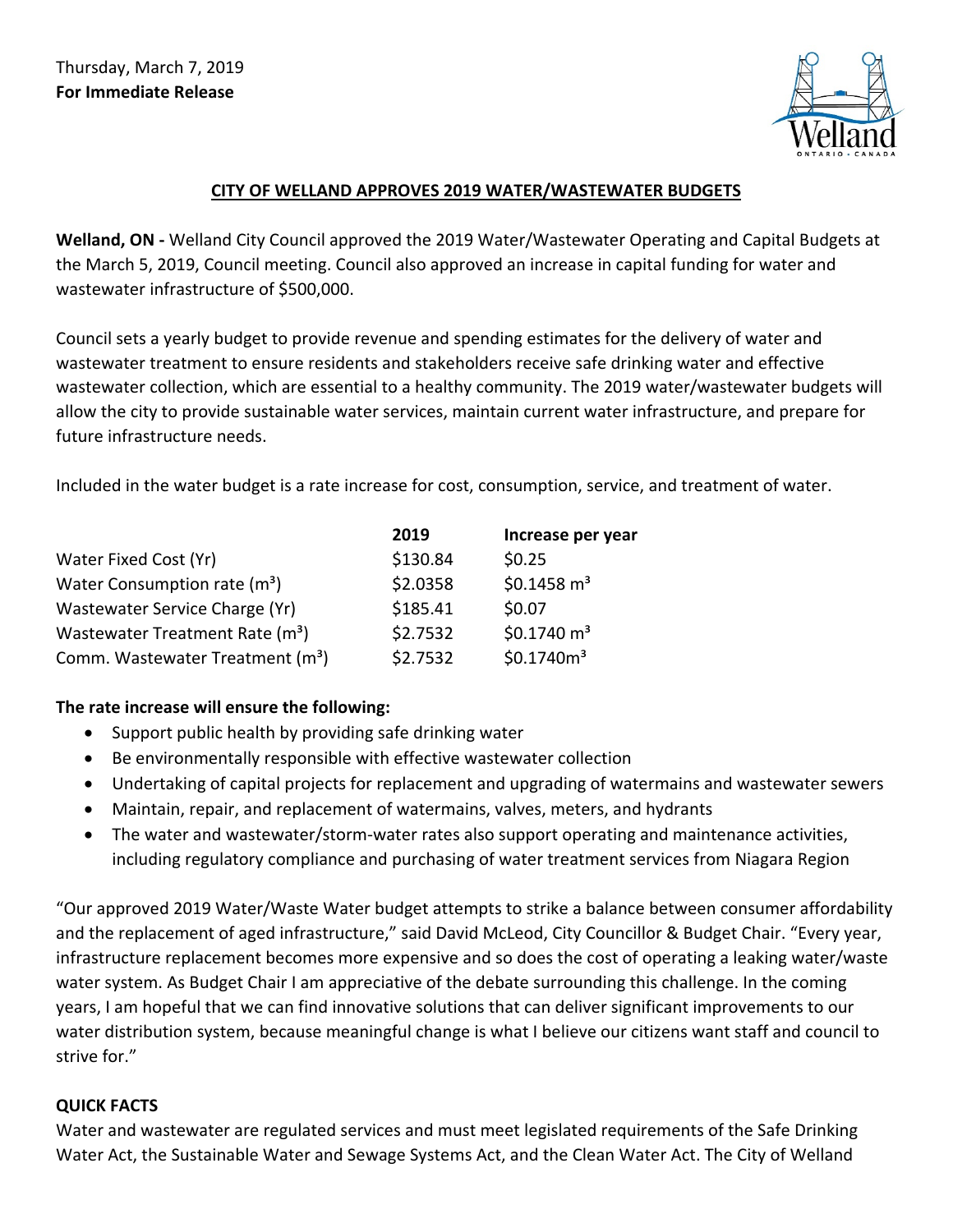Thursday, March 7, 2019
**For Immediate Release**

## CITY OF WELLAND APPROVES 2019 WATER/WASTEWATER BUDGETS

**Welland, ON -** Welland City Council approved the 2019 Water/Wastewater Operating and Capital Budgets at the March 5, 2019, Council meeting. Council also approved an increase in capital funding for water and wastewater infrastructure of $500,000.

Council sets a yearly budget to provide revenue and spending estimates for the delivery of water and wastewater treatment to ensure residents and stakeholders receive safe drinking water and effective wastewater collection, which are essential to a healthy community. The 2019 water/wastewater budgets will allow the city to provide sustainable water services, maintain current water infrastructure, and prepare for future infrastructure needs.

Included in the water budget is a rate increase for cost, consumption, service, and treatment of water.

| | 2019 | Increase per year |
|---|---|---|
| Water Fixed Cost (Yr) | $130.84 | $0.25 |
| Water Consumption rate ($m^3$) | $2.0358 | $0.1458 $m^3$ |
| Wastewater Service Charge (Yr) | $185.41 | $0.07 |
| Wastewater Treatment Rate ($m^3$) | $2.7532 | $0.1740 $m^3$ |
| Comm. Wastewater Treatment ($m^3$) | $2.7532 | $0.1740$m^3$ |

**The rate increase will ensure the following:**

- Support public health by providing safe drinking water
- Be environmentally responsible with effective wastewater collection
- Undertaking of capital projects for replacement and upgrading of watermains and wastewater sewers
- Maintain, repair, and replacement of watermains, valves, meters, and hydrants
- The water and wastewater/storm-water rates also support operating and maintenance activities, including regulatory compliance and purchasing of water treatment services from Niagara Region

"Our approved 2019 Water/Waste Water budget attempts to strike a balance between consumer affordability and the replacement of aged infrastructure," said David McLeod, City Councillor & Budget Chair. "Every year, infrastructure replacement becomes more expensive and so does the cost of operating a leaking water/waste water system. As Budget Chair I am appreciative of the debate surrounding this challenge. In the coming years, I am hopeful that we can find innovative solutions that can deliver significant improvements to our water distribution system, because meaningful change is what I believe our citizens want staff and council to strive for."

**QUICK FACTS**

Water and wastewater are regulated services and must meet legislated requirements of the Safe Drinking Water Act, the Sustainable Water and Sewage Systems Act, and the Clean Water Act. The City of Welland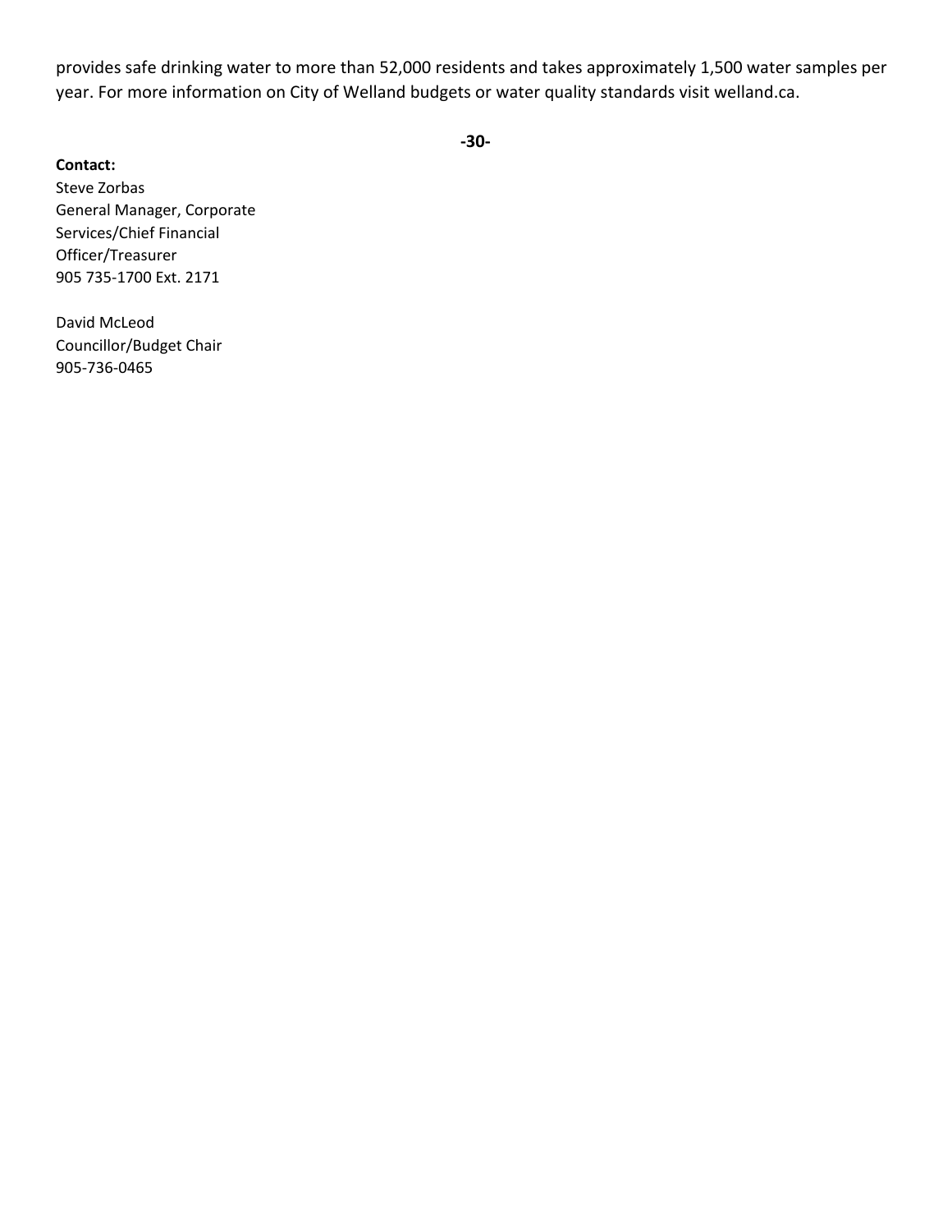provides safe drinking water to more than 52,000 residents and takes approximately 1,500 water samples per year. For more information on City of Welland budgets or water quality standards visit welland.ca.

**-30-**

**Contact:**
Steve Zorbas
General Manager, Corporate Services/Chief Financial Officer/Treasurer
905 735-1700 Ext. 2171

David McLeod
Councillor/Budget Chair
905-736-0465